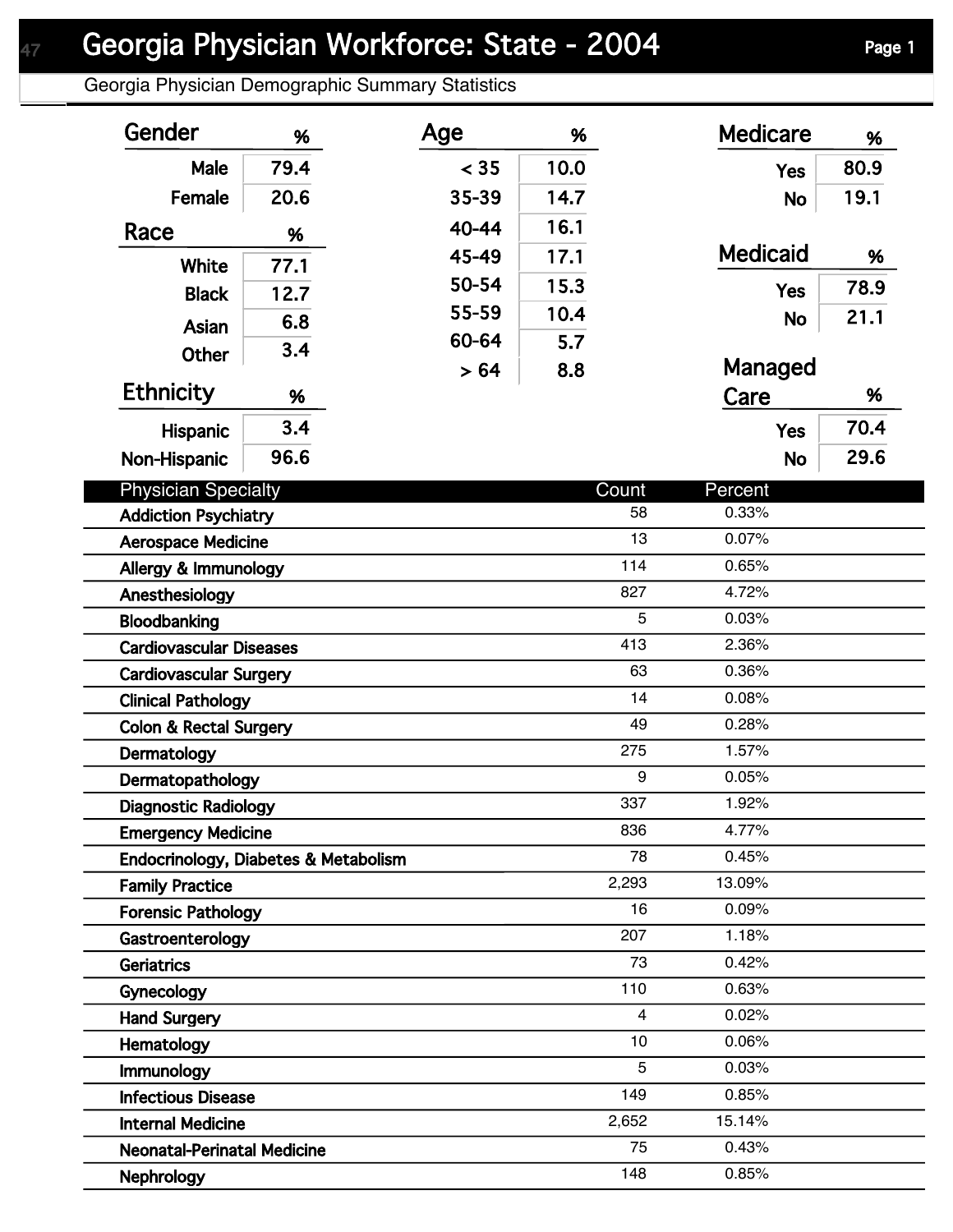# Georgia Physician Workforce: State - 2004

Georgia Physician Demographic Summary Statistics

### Gender

| Gender | % |
|---|---|
| Male | 79.4 |
| Female | 20.6 |

### Race

| Race | % |
|---|---|
| White | 77.1 |
| Black | 12.7 |
| Asian | 6.8 |
| Other | 3.4 |

### Ethnicity

| Ethnicity | % |
|---|---|
| Hispanic | 3.4 |
| Non-Hispanic | 96.6 |

### Age

| Age | % |
|---|---|
| < 35 | 10.0 |
| 35-39 | 14.7 |
| 40-44 | 16.1 |
| 45-49 | 17.1 |
| 50-54 | 15.3 |
| 55-59 | 10.4 |
| 60-64 | 5.7 |
| > 64 | 8.8 |

### Medicare

| Medicare | % |
|---|---|
| Yes | 80.9 |
| No | 19.1 |

### Medicaid

| Medicaid | % |
|---|---|
| Yes | 78.9 |
| No | 21.1 |

### Managed Care

| Managed Care | % |
|---|---|
| Yes | 70.4 |
| No | 29.6 |

| Physician Specialty | Count | Percent |
|---|---|---|
| Addiction Psychiatry | 58 | 0.33% |
| Aerospace Medicine | 13 | 0.07% |
| Allergy & Immunology | 114 | 0.65% |
| Anesthesiology | 827 | 4.72% |
| Bloodbanking | 5 | 0.03% |
| Cardiovascular Diseases | 413 | 2.36% |
| Cardiovascular Surgery | 63 | 0.36% |
| Clinical Pathology | 14 | 0.08% |
| Colon & Rectal Surgery | 49 | 0.28% |
| Dermatology | 275 | 1.57% |
| Dermatopathology | 9 | 0.05% |
| Diagnostic Radiology | 337 | 1.92% |
| Emergency Medicine | 836 | 4.77% |
| Endocrinology, Diabetes & Metabolism | 78 | 0.45% |
| Family Practice | 2,293 | 13.09% |
| Forensic Pathology | 16 | 0.09% |
| Gastroenterology | 207 | 1.18% |
| Geriatrics | 73 | 0.42% |
| Gynecology | 110 | 0.63% |
| Hand Surgery | 4 | 0.02% |
| Hematology | 10 | 0.06% |
| Immunology | 5 | 0.03% |
| Infectious Disease | 149 | 0.85% |
| Internal Medicine | 2,652 | 15.14% |
| Neonatal-Perinatal Medicine | 75 | 0.43% |
| Nephrology | 148 | 0.85% |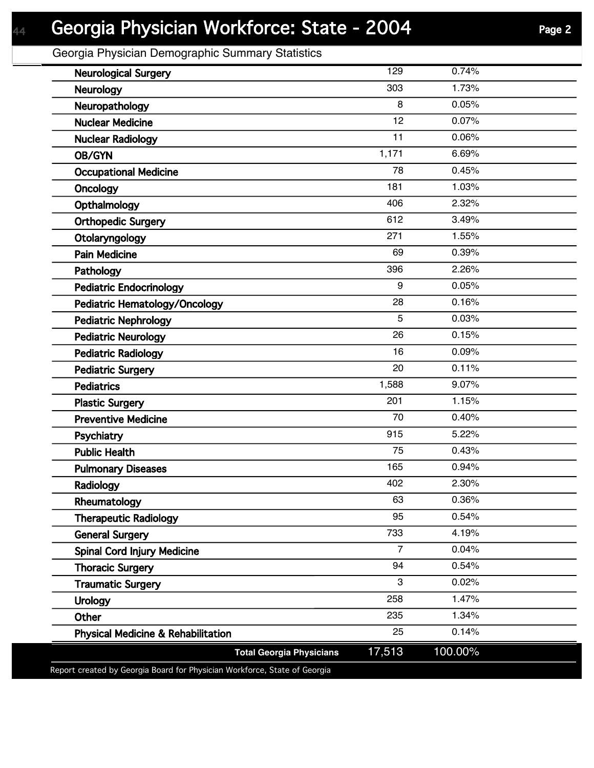# Georgia Physician Workforce: State - 2004

Georgia Physician Demographic Summary Statistics

| | | |
|---|---|---|
| Neurological Surgery | 129 | 0.74% |
| Neurology | 303 | 1.73% |
| Neuropathology | 8 | 0.05% |
| Nuclear Medicine | 12 | 0.07% |
| Nuclear Radiology | 11 | 0.06% |
| OB/GYN | 1,171 | 6.69% |
| Occupational Medicine | 78 | 0.45% |
| Oncology | 181 | 1.03% |
| Opthalmology | 406 | 2.32% |
| Orthopedic Surgery | 612 | 3.49% |
| Otolaryngology | 271 | 1.55% |
| Pain Medicine | 69 | 0.39% |
| Pathology | 396 | 2.26% |
| Pediatric Endocrinology | 9 | 0.05% |
| Pediatric Hematology/Oncology | 28 | 0.16% |
| Pediatric Nephrology | 5 | 0.03% |
| Pediatric Neurology | 26 | 0.15% |
| Pediatric Radiology | 16 | 0.09% |
| Pediatric Surgery | 20 | 0.11% |
| Pediatrics | 1,588 | 9.07% |
| Plastic Surgery | 201 | 1.15% |
| Preventive Medicine | 70 | 0.40% |
| Psychiatry | 915 | 5.22% |
| Public Health | 75 | 0.43% |
| Pulmonary Diseases | 165 | 0.94% |
| Radiology | 402 | 2.30% |
| Rheumatology | 63 | 0.36% |
| Therapeutic Radiology | 95 | 0.54% |
| General Surgery | 733 | 4.19% |
| Spinal Cord Injury Medicine | 7 | 0.04% |
| Thoracic Surgery | 94 | 0.54% |
| Traumatic Surgery | 3 | 0.02% |
| Urology | 258 | 1.47% |
| Other | 235 | 1.34% |
| Physical Medicine & Rehabilitation | 25 | 0.14% |
| **Total Georgia Physicians** | 17,513 | 100.00% |

Report created by Georgia Board for Physician Workforce, State of Georgia